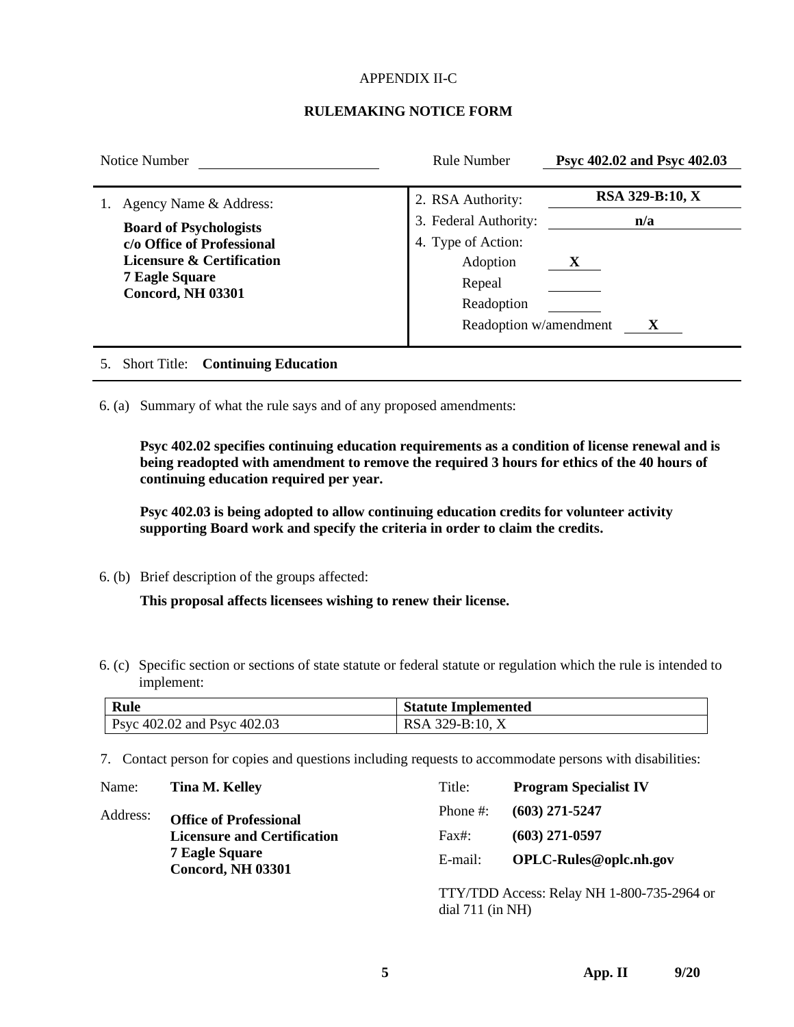APPENDIX II-C

## RULEMAKING NOTICE FORM

Notice Number ______________________ Rule Number **Psyc 402.02 and Psyc 402.03**

| 1. Agency Name & Address: | |
|---|---|
| **Board of Psychologists**<br>**c/o Office of Professional Licensure & Certification**<br>**7 Eagle Square**<br>**Concord, NH 03301** | 2. RSA Authority: **RSA 329-B:10, X**<br>3. Federal Authority: **n/a**<br>4. Type of Action:<br>Adoption **X**<br>Repeal<br>Readoption<br>Readoption w/amendment **X** |

5. Short Title: **Continuing Education**

6. (a) Summary of what the rule says and of any proposed amendments:

**Psyc 402.02 specifies continuing education requirements as a condition of license renewal and is being readopted with amendment to remove the required 3 hours for ethics of the 40 hours of continuing education required per year.**

**Psyc 402.03 is being adopted to allow continuing education credits for volunteer activity supporting Board work and specify the criteria in order to claim the credits.**

6. (b) Brief description of the groups affected:

**This proposal affects licensees wishing to renew their license.**

6. (c) Specific section or sections of state statute or federal statute or regulation which the rule is intended to implement:

| Rule | Statute Implemented |
|---|---|
| Psyc 402.02 and Psyc 402.03 | RSA 329-B:10, X |

7. Contact person for copies and questions including requests to accommodate persons with disabilities:

| | | | |
|---|---|---|---|
| Name: | **Tina M. Kelley** | Title: | **Program Specialist IV** |
| Address: | **Office of Professional Licensure and Certification**<br>**7 Eagle Square**<br>**Concord, NH 03301** | Phone #: | **(603) 271-5247** |
| | | Fax#: | **(603) 271-0597** |
| | | E-mail: | **OPLC-Rules@oplc.nh.gov** |

TTY/TDD Access: Relay NH 1-800-735-2964 or dial 711 (in NH)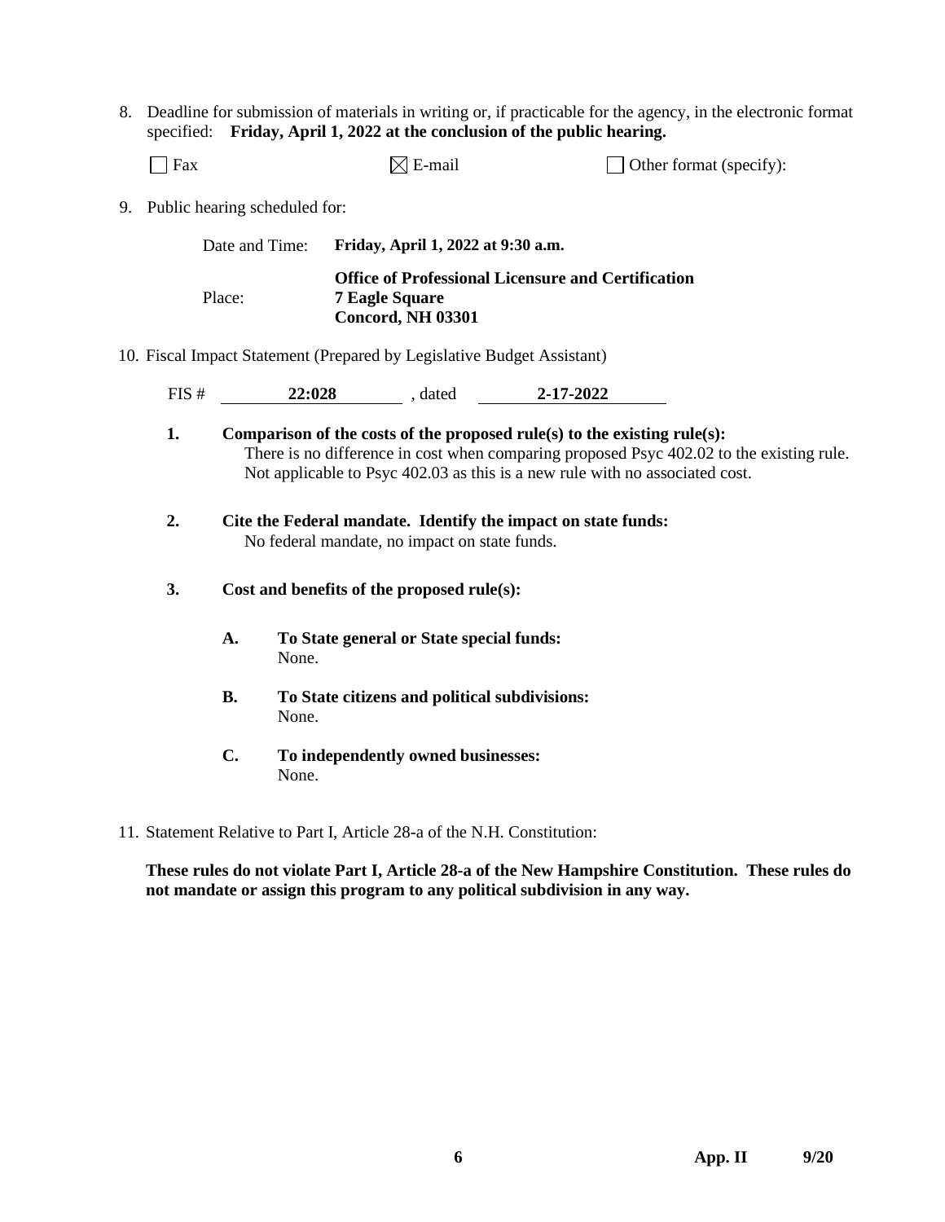8. Deadline for submission of materials in writing or, if practicable for the agency, in the electronic format specified: **Friday, April 1, 2022 at the conclusion of the public hearing.**

☐ Fax ☒ E-mail ☐ Other format (specify):

9. Public hearing scheduled for:

| | |
|---|---|
| Date and Time: | **Friday, April 1, 2022 at 9:30 a.m.** |
| Place: | **Office of Professional Licensure and Certification**<br>**7 Eagle Square**<br>**Concord, NH 03301** |

10. Fiscal Impact Statement (Prepared by Legislative Budget Assistant)

FIS # **22:028** , dated **2-17-2022**

**1. Comparison of the costs of the proposed rule(s) to the existing rule(s):**
There is no difference in cost when comparing proposed Psyc 402.02 to the existing rule. Not applicable to Psyc 402.03 as this is a new rule with no associated cost.

**2. Cite the Federal mandate. Identify the impact on state funds:**
No federal mandate, no impact on state funds.

**3. Cost and benefits of the proposed rule(s):**

**A. To State general or State special funds:**
None.

**B. To State citizens and political subdivisions:**
None.

**C. To independently owned businesses:**
None.

11. Statement Relative to Part I, Article 28-a of the N.H. Constitution:

**These rules do not violate Part I, Article 28-a of the New Hampshire Constitution. These rules do not mandate or assign this program to any political subdivision in any way.**